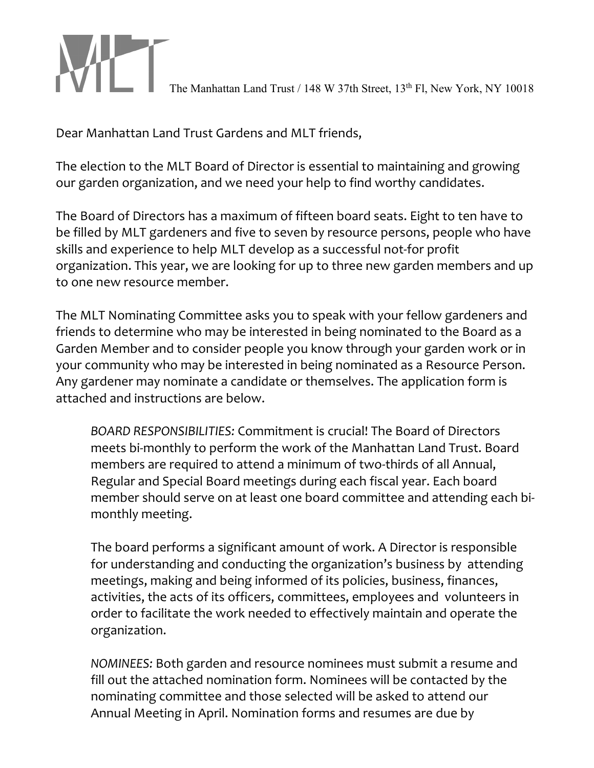MLT The Manhattan Land Trust / 148 W 37th Street, 13th Fl, New York, NY 10018

Dear Manhattan Land Trust Gardens and MLT friends,

The election to the MLT Board of Director is essential to maintaining and growing our garden organization, and we need your help to find worthy candidates.

The Board of Directors has a maximum of fifteen board seats. Eight to ten have to be filled by MLT gardeners and five to seven by resource persons, people who have skills and experience to help MLT develop as a successful not-for profit organization. This year, we are looking for up to three new garden members and up to one new resource member.

The MLT Nominating Committee asks you to speak with your fellow gardeners and friends to determine who may be interested in being nominated to the Board as a Garden Member and to consider people you know through your garden work or in your community who may be interested in being nominated as a Resource Person. Any gardener may nominate a candidate or themselves. The application form is attached and instructions are below.

> *BOARD RESPONSIBILITIES:* Commitment is crucial! The Board of Directors meets bi-monthly to perform the work of the Manhattan Land Trust. Board members are required to attend a minimum of two-thirds of all Annual, Regular and Special Board meetings during each fiscal year. Each board member should serve on at least one board committee and attending each bi-monthly meeting.
>
> The board performs a significant amount of work. A Director is responsible for understanding and conducting the organization's business by attending meetings, making and being informed of its policies, business, finances, activities, the acts of its officers, committees, employees and volunteers in order to facilitate the work needed to effectively maintain and operate the organization.
>
> *NOMINEES:* Both garden and resource nominees must submit a resume and fill out the attached nomination form. Nominees will be contacted by the nominating committee and those selected will be asked to attend our Annual Meeting in April. Nomination forms and resumes are due by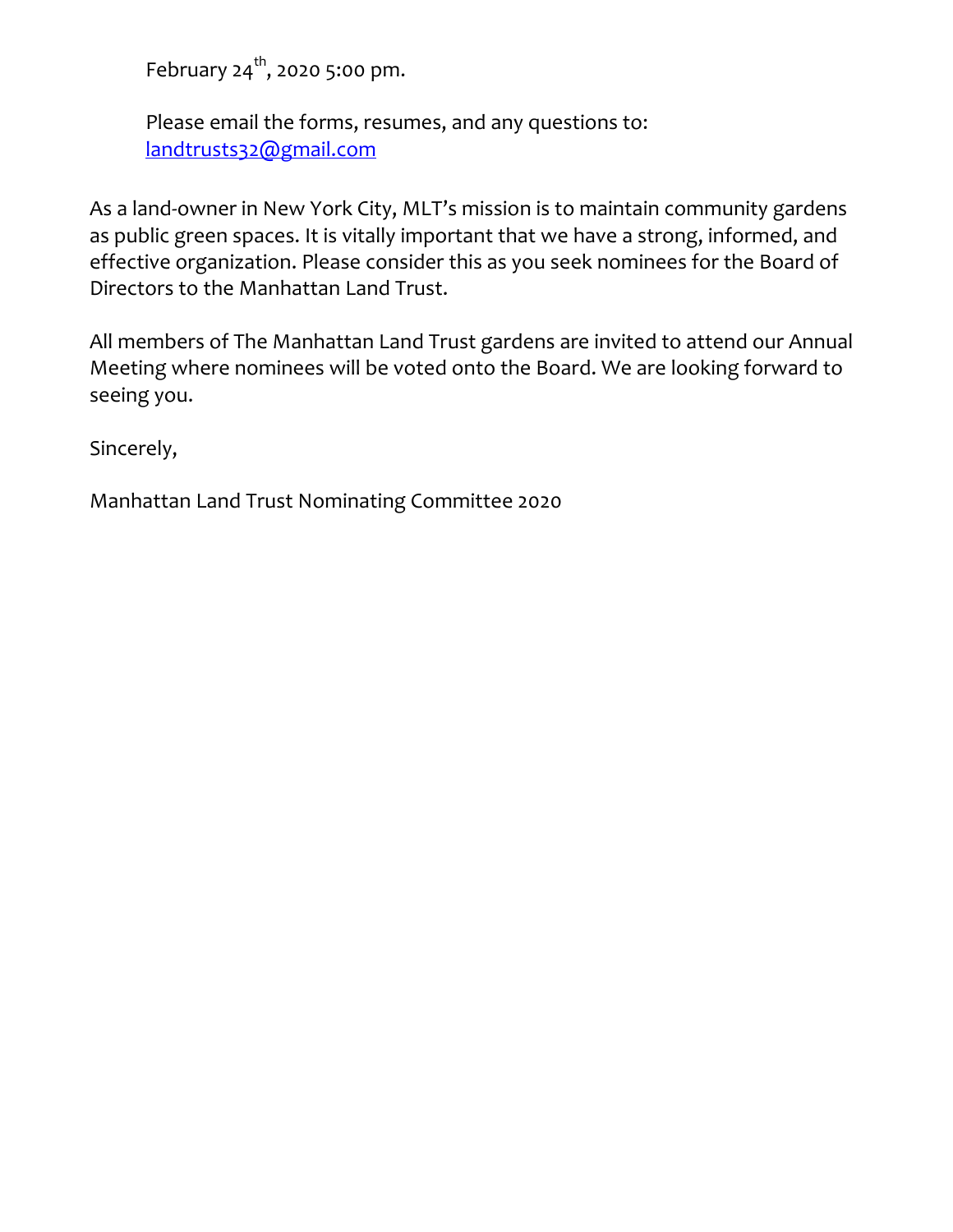February 24th, 2020 5:00 pm.

Please email the forms, resumes, and any questions to: landtrusts32@gmail.com

As a land-owner in New York City, MLT's mission is to maintain community gardens as public green spaces. It is vitally important that we have a strong, informed, and effective organization. Please consider this as you seek nominees for the Board of Directors to the Manhattan Land Trust.

All members of The Manhattan Land Trust gardens are invited to attend our Annual Meeting where nominees will be voted onto the Board. We are looking forward to seeing you.

Sincerely,

Manhattan Land Trust Nominating Committee 2020